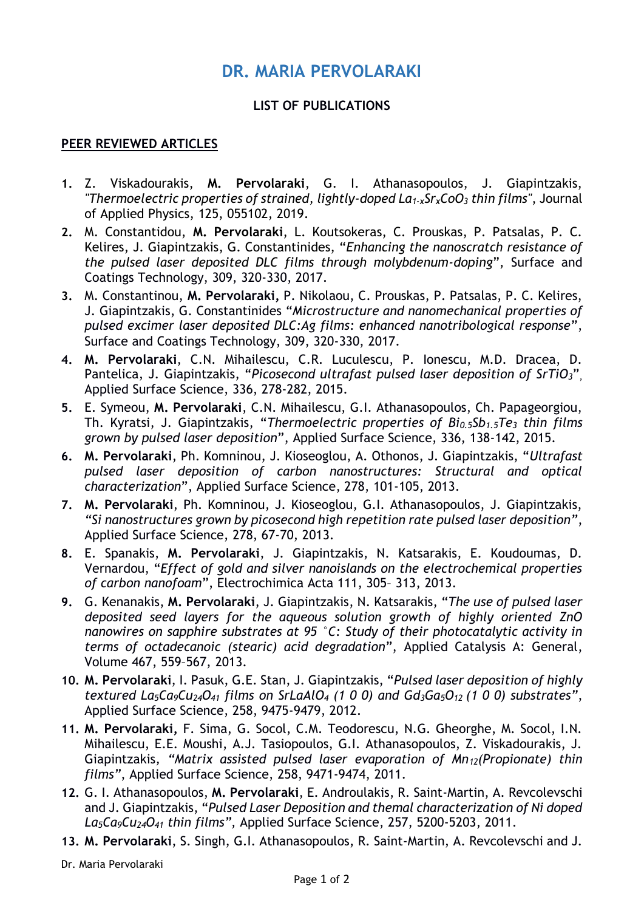# DR. MARIA PERVOLARAKI

## LIST OF PUBLICATIONS

### PEER REVIEWED ARTICLES

1. Z. Viskadourakis, **M. Pervolaraki**, G. I. Athanasopoulos, J. Giapintzakis, *"Thermoelectric properties of strained, lightly-doped $La_{1-x}Sr_xCoO_3$ thin films"*, Journal of Applied Physics, 125, 055102, 2019.
2. M. Constantidou, **M. Pervolaraki**, L. Koutsokeras, C. Prouskas, P. Patsalas, P. C. Kelires, J. Giapintzakis, G. Constantinides, "*Enhancing the nanoscratch resistance of the pulsed laser deposited DLC films through molybdenum-doping*", Surface and Coatings Technology, 309, 320-330, 2017.
3. M. Constantinou, **M. Pervolaraki,** P. Nikolaou, C. Prouskas, P. Patsalas, P. C. Kelires, J. Giapintzakis, G. Constantinides "*Microstructure and nanomechanical properties of pulsed excimer laser deposited DLC:Ag films: enhanced nanotribological response*", Surface and Coatings Technology, 309, 320-330, 2017.
4. **M. Pervolaraki**, C.N. Mihailescu, C.R. Luculescu, P. Ionescu, M.D. Dracea, D. Pantelica, J. Giapintzakis, "*Picosecond ultrafast pulsed laser deposition of $SrTiO_3$*", Applied Surface Science, 336, 278-282, 2015.
5. E. Symeou, **M. Pervolaraki**, C.N. Mihailescu, G.I. Athanasopoulos, Ch. Papageorgiou, Th. Kyratsi, J. Giapintzakis, "*Thermoelectric properties of $Bi_{0.5}Sb_{1.5}Te_3$ thin films grown by pulsed laser deposition*", Applied Surface Science, 336, 138-142, 2015.
6. **M. Pervolaraki**, Ph. Komninou, J. Kioseoglou, A. Othonos, J. Giapintzakis, "*Ultrafast pulsed laser deposition of carbon nanostructures: Structural and optical characterization*", Applied Surface Science, 278, 101-105, 2013.
7. **M. Pervolaraki**, Ph. Komninou, J. Kioseoglou, G.I. Athanasopoulos, J. Giapintzakis, *"Si nanostructures grown by picosecond high repetition rate pulsed laser deposition"*, Applied Surface Science, 278, 67-70, 2013.
8. E. Spanakis, **M. Pervolaraki**, J. Giapintzakis, N. Katsarakis, E. Koudoumas, D. Vernardou, "*Effect of gold and silver nanoislands on the electrochemical properties of carbon nanofoam*", Electrochimica Acta 111, 305– 313, 2013.
9. G. Kenanakis, **M. Pervolaraki**, J. Giapintzakis, N. Katsarakis, "*The use of pulsed laser deposited seed layers for the aqueous solution growth of highly oriented ZnO nanowires on sapphire substrates at 95 °C: Study of their photocatalytic activity in terms of octadecanoic (stearic) acid degradation*", Applied Catalysis A: General, Volume 467, 559–567, 2013.
10. **M. Pervolaraki**, I. Pasuk, G.E. Stan, J. Giapintzakis, "*Pulsed laser deposition of highly textured $La_5Ca_9Cu_{24}O_{41}$ films on $SrLaAlO_4$ (1 0 0) and $Gd_3Ga_5O_{12}$ (1 0 0) substrates*", Applied Surface Science, 258, 9475-9479, 2012.
11. **M. Pervolaraki,** F. Sima, G. Socol, C.M. Teodorescu, N.G. Gheorghe, M. Socol, I.N. Mihailescu, E.E. Moushi, A.J. Tasiopoulos, G.I. Athanasopoulos, Z. Viskadourakis, J. Giapintzakis, *"Matrix assisted pulsed laser evaporation of $Mn_{12}$(Propionate) thin films"*, Applied Surface Science, 258, 9471-9474, 2011.
12. G. I. Athanasopoulos, **M. Pervolaraki**, E. Androulakis, R. Saint-Martin, A. Revcolevschi and J. Giapintzakis, "*Pulsed Laser Deposition and themal characterization of Ni doped $La_5Ca_9Cu_{24}O_{41}$ thin films",* Applied Surface Science, 257, 5200-5203, 2011.
13. **M. Pervolaraki**, S. Singh, G.I. Athanasopoulos, R. Saint-Martin, A. Revcolevschi and J.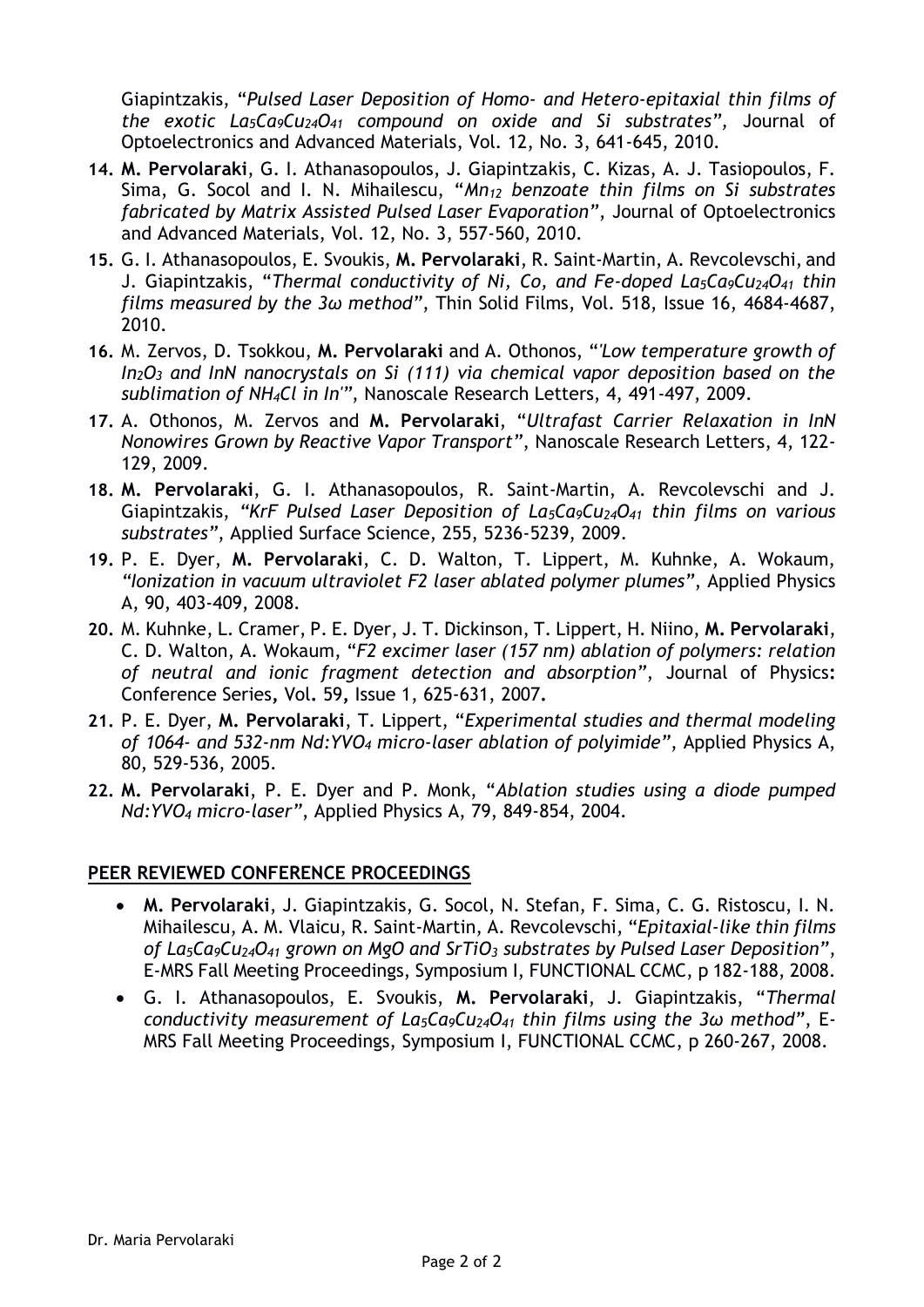Giapintzakis, "*Pulsed Laser Deposition of Homo- and Hetero-epitaxial thin films of the exotic $La_5Ca_9Cu_{24}O_{41}$ compound on oxide and Si substrates*", Journal of Optoelectronics and Advanced Materials, Vol. 12, No. 3, 641-645, 2010.

14. **M. Pervolaraki**, G. I. Athanasopoulos, J. Giapintzakis, C. Kizas, A. J. Tasiopoulos, F. Sima, G. Socol and I. N. Mihailescu, "*$Mn_{12}$ benzoate thin films on Si substrates fabricated by Matrix Assisted Pulsed Laser Evaporation*", Journal of Optoelectronics and Advanced Materials, Vol. 12, No. 3, 557-560, 2010.
15. G. I. Athanasopoulos, E. Svoukis, **M. Pervolaraki**, R. Saint-Martin, A. Revcolevschi, and J. Giapintzakis, "*Thermal conductivity of Ni, Co, and Fe-doped $La_5Ca_9Cu_{24}O_{41}$ thin films measured by the 3ω method*", Thin Solid Films, Vol. 518, Issue 16, 4684-4687, 2010.
16. M. Zervos, D. Tsokkou, **M. Pervolaraki** and A. Othonos, "*'Low temperature growth of $In_2O_3$ and InN nanocrystals on Si (111) via chemical vapor deposition based on the sublimation of $NH_4Cl$ in In'*", Nanoscale Research Letters, 4, 491-497, 2009.
17. A. Othonos, M. Zervos and **M. Pervolaraki**, "*Ultrafast Carrier Relaxation in InN Nonowires Grown by Reactive Vapor Transport*", Nanoscale Research Letters, 4, 122-129, 2009.
18. **M. Pervolaraki**, G. I. Athanasopoulos, R. Saint-Martin, A. Revcolevschi and J. Giapintzakis, *"KrF Pulsed Laser Deposition of $La_5Ca_9Cu_{24}O_{41}$ thin films on various substrates"*, Applied Surface Science, 255, 5236-5239, 2009.
19. P. E. Dyer, **M. Pervolaraki**, C. D. Walton, T. Lippert, M. Kuhnke, A. Wokaum, *"Ionization in vacuum ultraviolet F2 laser ablated polymer plumes"*, Applied Physics A, 90, 403-409, 2008.
20. M. Kuhnke, L. Cramer, P. E. Dyer, J. T. Dickinson, T. Lippert, H. Niino, **M. Pervolaraki**, C. D. Walton, A. Wokaum, "*F2 excimer laser (157 nm) ablation of polymers: relation of neutral and ionic fragment detection and absorption*", Journal of Physics**:** Conference Series**,** Vol**.** 59**,** Issue 1, 625-631, 2007**.**
21. P. E. Dyer, **M. Pervolaraki**, T. Lippert, "*Experimental studies and thermal modeling of 1064- and 532-nm Nd:$YVO_4$ micro-laser ablation of polyimide*", Applied Physics A, 80, 529-536, 2005.
22. **M. Pervolaraki**, P. E. Dyer and P. Monk, "*Ablation studies using a diode pumped Nd:$YVO_4$ micro-laser*", Applied Physics A, 79, 849-854, 2004.

## PEER REVIEWED CONFERENCE PROCEEDINGS

- **M. Pervolaraki**, J. Giapintzakis, G. Socol, N. Stefan, F. Sima, C. G. Ristoscu, I. N. Mihailescu, A. M. Vlaicu, R. Saint-Martin, A. Revcolevschi, "*Epitaxial-like thin films of $La_5Ca_9Cu_{24}O_{41}$ grown on MgO and $SrTiO_3$ substrates by Pulsed Laser Deposition*", E-MRS Fall Meeting Proceedings, Symposium I, FUNCTIONAL CCMC, p 182-188, 2008.
- G. I. Athanasopoulos, E. Svoukis, **M. Pervolaraki**, J. Giapintzakis, "*Thermal conductivity measurement of $La_5Ca_9Cu_{24}O_{41}$ thin films using the 3ω method*", E-MRS Fall Meeting Proceedings, Symposium I, FUNCTIONAL CCMC, p 260-267, 2008.